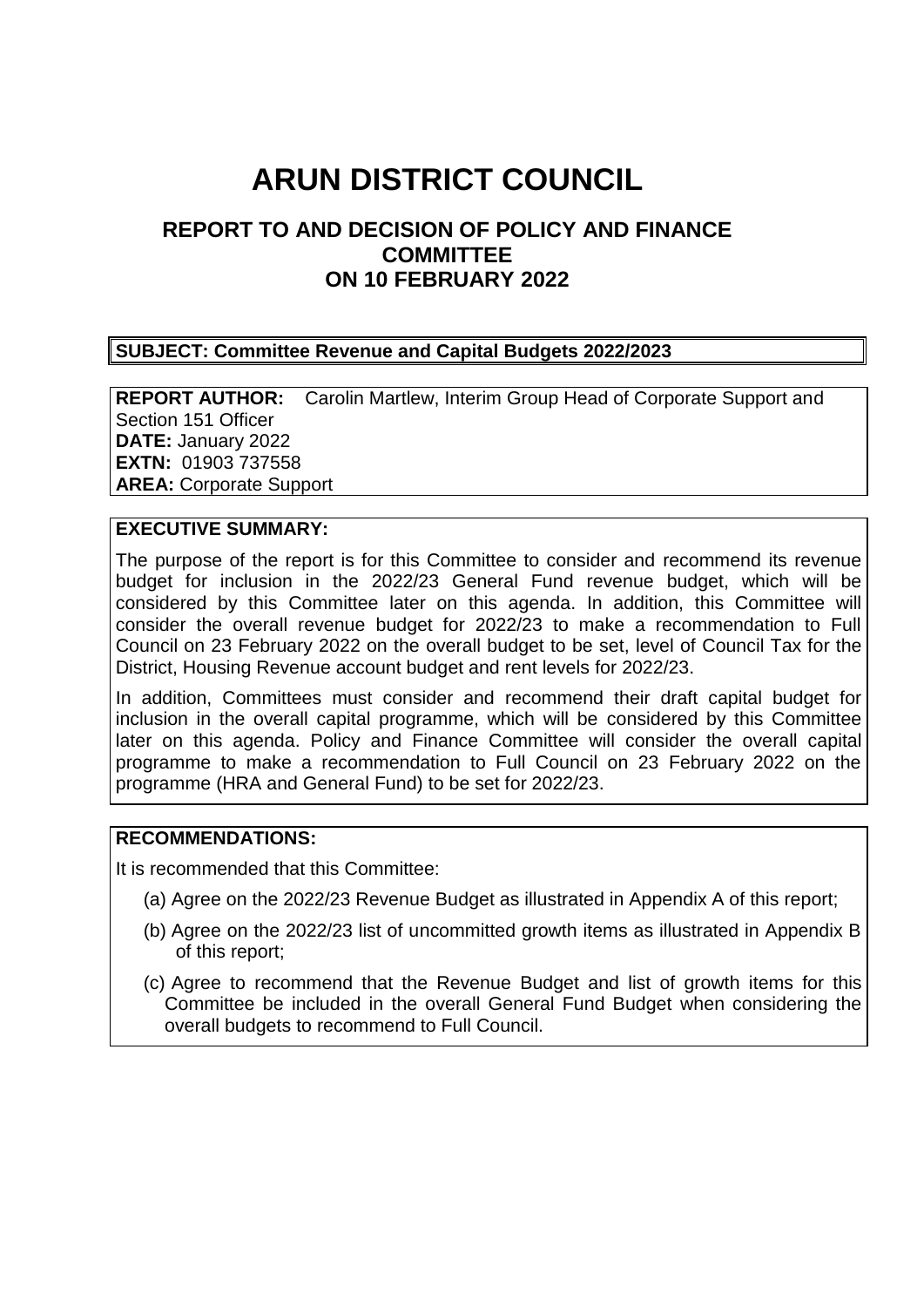# ARUN DISTRICT COUNCIL

## REPORT TO AND DECISION OF POLICY AND FINANCE COMMITTEE ON 10 FEBRUARY 2022

**SUBJECT: Committee Revenue and Capital Budgets 2022/2023**

**REPORT AUTHOR:** Carolin Martlew, Interim Group Head of Corporate Support and Section 151 Officer
**DATE:** January 2022
**EXTN:** 01903 737558
**AREA:** Corporate Support

**EXECUTIVE SUMMARY:**

The purpose of the report is for this Committee to consider and recommend its revenue budget for inclusion in the 2022/23 General Fund revenue budget, which will be considered by this Committee later on this agenda. In addition, this Committee will consider the overall revenue budget for 2022/23 to make a recommendation to Full Council on 23 February 2022 on the overall budget to be set, level of Council Tax for the District, Housing Revenue account budget and rent levels for 2022/23.

In addition, Committees must consider and recommend their draft capital budget for inclusion in the overall capital programme, which will be considered by this Committee later on this agenda. Policy and Finance Committee will consider the overall capital programme to make a recommendation to Full Council on 23 February 2022 on the programme (HRA and General Fund) to be set for 2022/23.

**RECOMMENDATIONS:**

It is recommended that this Committee:

(a) Agree on the 2022/23 Revenue Budget as illustrated in Appendix A of this report;

(b) Agree on the 2022/23 list of uncommitted growth items as illustrated in Appendix B of this report;

(c) Agree to recommend that the Revenue Budget and list of growth items for this Committee be included in the overall General Fund Budget when considering the overall budgets to recommend to Full Council.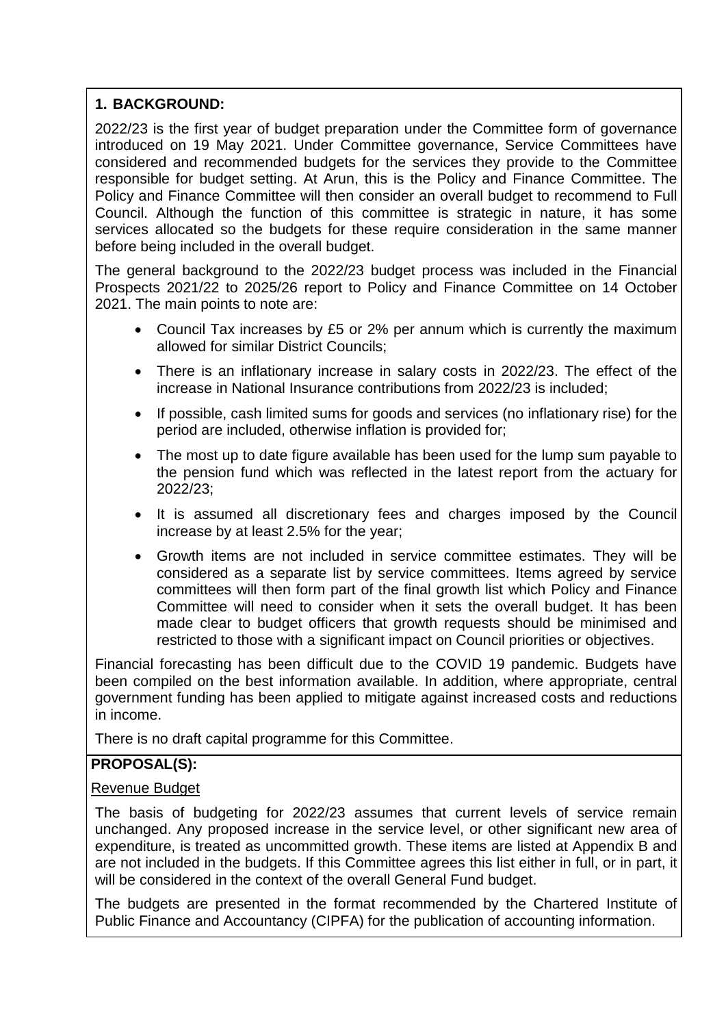## 1. BACKGROUND:

2022/23 is the first year of budget preparation under the Committee form of governance introduced on 19 May 2021. Under Committee governance, Service Committees have considered and recommended budgets for the services they provide to the Committee responsible for budget setting. At Arun, this is the Policy and Finance Committee. The Policy and Finance Committee will then consider an overall budget to recommend to Full Council. Although the function of this committee is strategic in nature, it has some services allocated so the budgets for these require consideration in the same manner before being included in the overall budget.

The general background to the 2022/23 budget process was included in the Financial Prospects 2021/22 to 2025/26 report to Policy and Finance Committee on 14 October 2021. The main points to note are:

- Council Tax increases by £5 or 2% per annum which is currently the maximum allowed for similar District Councils;
- There is an inflationary increase in salary costs in 2022/23. The effect of the increase in National Insurance contributions from 2022/23 is included;
- If possible, cash limited sums for goods and services (no inflationary rise) for the period are included, otherwise inflation is provided for;
- The most up to date figure available has been used for the lump sum payable to the pension fund which was reflected in the latest report from the actuary for 2022/23;
- It is assumed all discretionary fees and charges imposed by the Council increase by at least 2.5% for the year;
- Growth items are not included in service committee estimates. They will be considered as a separate list by service committees. Items agreed by service committees will then form part of the final growth list which Policy and Finance Committee will need to consider when it sets the overall budget. It has been made clear to budget officers that growth requests should be minimised and restricted to those with a significant impact on Council priorities or objectives.

Financial forecasting has been difficult due to the COVID 19 pandemic. Budgets have been compiled on the best information available. In addition, where appropriate, central government funding has been applied to mitigate against increased costs and reductions in income.

There is no draft capital programme for this Committee.

## PROPOSAL(S):

Revenue Budget

The basis of budgeting for 2022/23 assumes that current levels of service remain unchanged. Any proposed increase in the service level, or other significant new area of expenditure, is treated as uncommitted growth. These items are listed at Appendix B and are not included in the budgets. If this Committee agrees this list either in full, or in part, it will be considered in the context of the overall General Fund budget.

The budgets are presented in the format recommended by the Chartered Institute of Public Finance and Accountancy (CIPFA) for the publication of accounting information.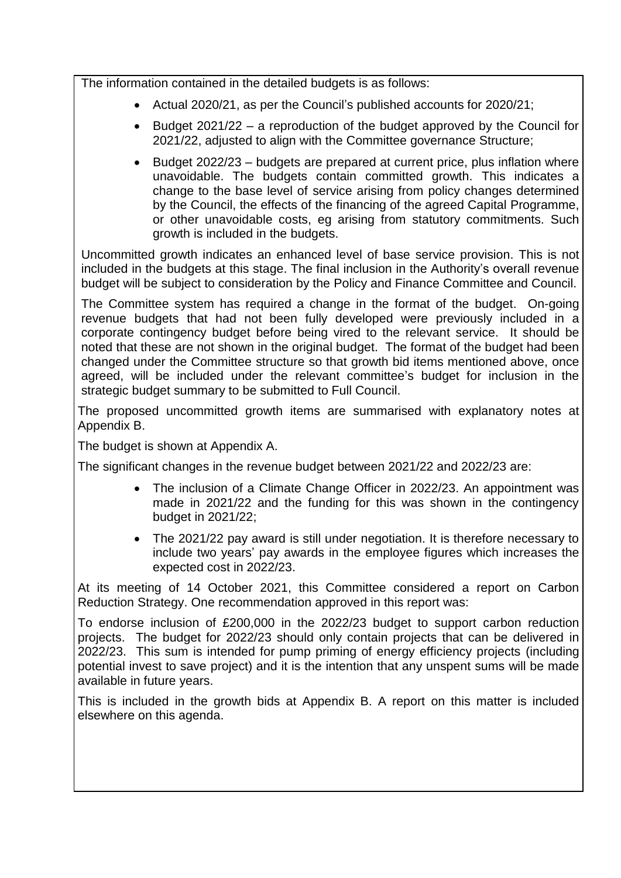The information contained in the detailed budgets is as follows:

- Actual 2020/21, as per the Council's published accounts for 2020/21;
- Budget 2021/22 – a reproduction of the budget approved by the Council for 2021/22, adjusted to align with the Committee governance Structure;
- Budget 2022/23 – budgets are prepared at current price, plus inflation where unavoidable. The budgets contain committed growth. This indicates a change to the base level of service arising from policy changes determined by the Council, the effects of the financing of the agreed Capital Programme, or other unavoidable costs, eg arising from statutory commitments. Such growth is included in the budgets.

Uncommitted growth indicates an enhanced level of base service provision. This is not included in the budgets at this stage. The final inclusion in the Authority's overall revenue budget will be subject to consideration by the Policy and Finance Committee and Council.

The Committee system has required a change in the format of the budget. On-going revenue budgets that had not been fully developed were previously included in a corporate contingency budget before being vired to the relevant service. It should be noted that these are not shown in the original budget. The format of the budget had been changed under the Committee structure so that growth bid items mentioned above, once agreed, will be included under the relevant committee's budget for inclusion in the strategic budget summary to be submitted to Full Council.

The proposed uncommitted growth items are summarised with explanatory notes at Appendix B.

The budget is shown at Appendix A.

The significant changes in the revenue budget between 2021/22 and 2022/23 are:

- The inclusion of a Climate Change Officer in 2022/23. An appointment was made in 2021/22 and the funding for this was shown in the contingency budget in 2021/22;
- The 2021/22 pay award is still under negotiation. It is therefore necessary to include two years' pay awards in the employee figures which increases the expected cost in 2022/23.

At its meeting of 14 October 2021, this Committee considered a report on Carbon Reduction Strategy. One recommendation approved in this report was:

To endorse inclusion of £200,000 in the 2022/23 budget to support carbon reduction projects. The budget for 2022/23 should only contain projects that can be delivered in 2022/23. This sum is intended for pump priming of energy efficiency projects (including potential invest to save project) and it is the intention that any unspent sums will be made available in future years.

This is included in the growth bids at Appendix B. A report on this matter is included elsewhere on this agenda.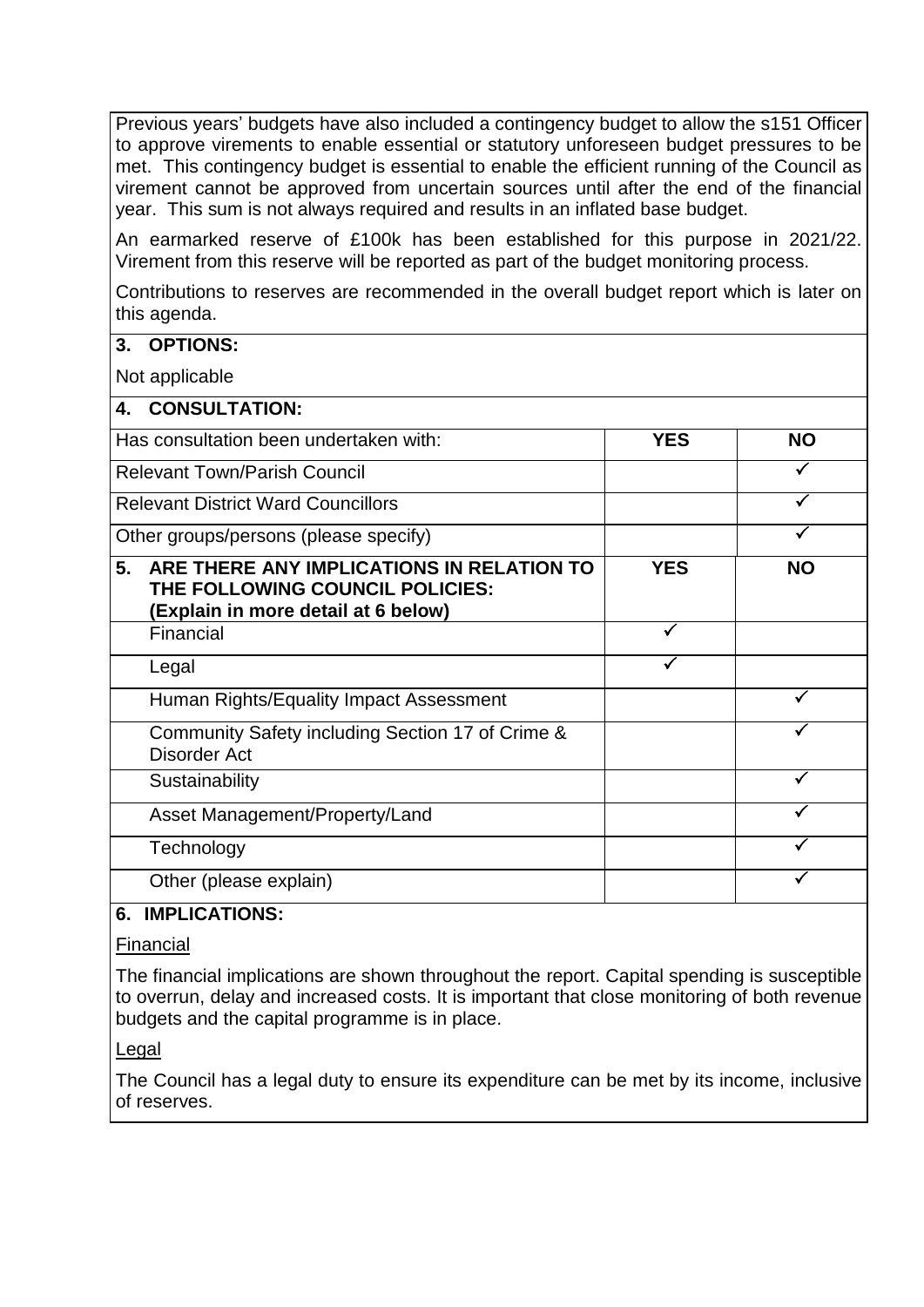Previous years' budgets have also included a contingency budget to allow the s151 Officer to approve virements to enable essential or statutory unforeseen budget pressures to be met. This contingency budget is essential to enable the efficient running of the Council as virement cannot be approved from uncertain sources until after the end of the financial year. This sum is not always required and results in an inflated base budget.

An earmarked reserve of £100k has been established for this purpose in 2021/22. Virement from this reserve will be reported as part of the budget monitoring process.

Contributions to reserves are recommended in the overall budget report which is later on this agenda.

## 3. OPTIONS:

Not applicable

## 4. CONSULTATION:

| Has consultation been undertaken with: | YES | NO |
|---|---|---|
| Relevant Town/Parish Council | | ✓ |
| Relevant District Ward Councillors | | ✓ |
| Other groups/persons (please specify) | | ✓ |

| 5. ARE THERE ANY IMPLICATIONS IN RELATION TO THE FOLLOWING COUNCIL POLICIES: (Explain in more detail at 6 below) | YES | NO |
|---|---|---|
| Financial | ✓ | |
| Legal | ✓ | |
| Human Rights/Equality Impact Assessment | | ✓ |
| Community Safety including Section 17 of Crime & Disorder Act | | ✓ |
| Sustainability | | ✓ |
| Asset Management/Property/Land | | ✓ |
| Technology | | ✓ |
| Other (please explain) | | ✓ |

## 6. IMPLICATIONS:

Financial

The financial implications are shown throughout the report. Capital spending is susceptible to overrun, delay and increased costs. It is important that close monitoring of both revenue budgets and the capital programme is in place.

Legal

The Council has a legal duty to ensure its expenditure can be met by its income, inclusive of reserves.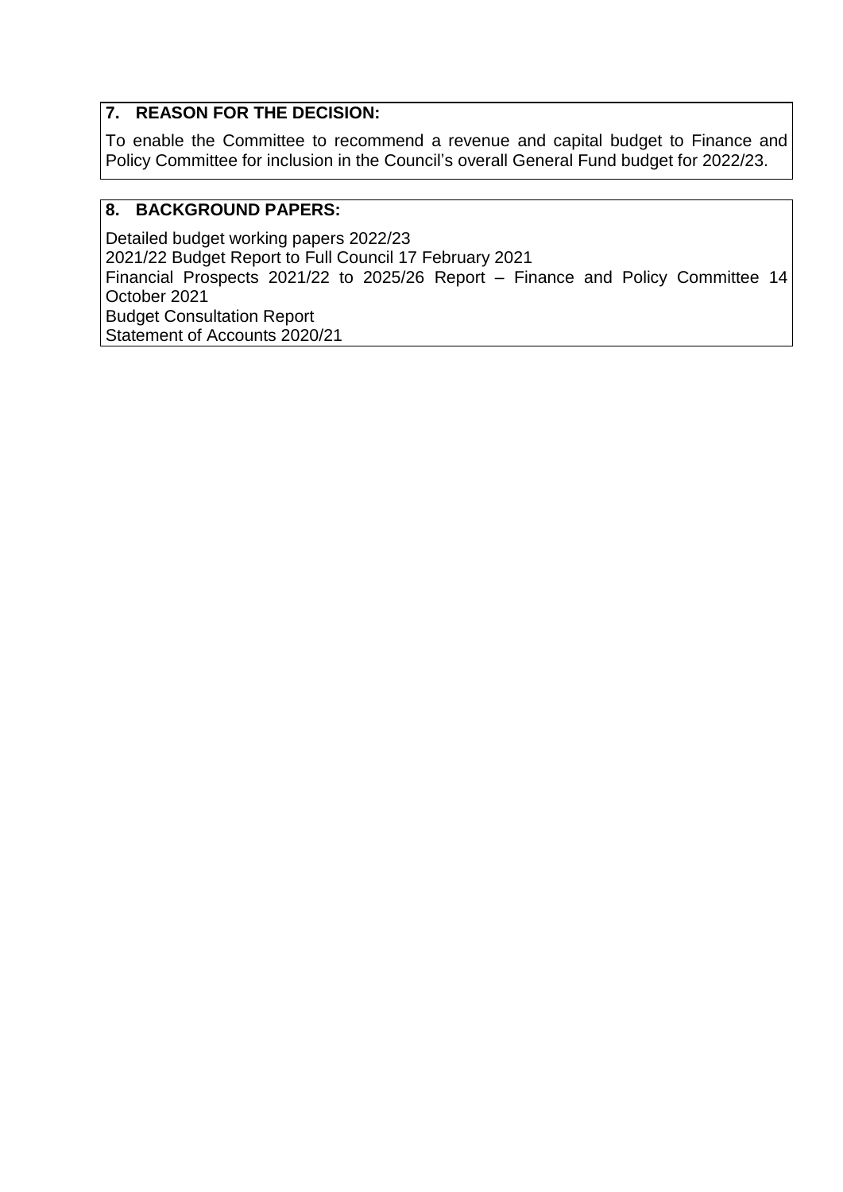## 7. REASON FOR THE DECISION:

To enable the Committee to recommend a revenue and capital budget to Finance and Policy Committee for inclusion in the Council's overall General Fund budget for 2022/23.

## 8. BACKGROUND PAPERS:

Detailed budget working papers 2022/23
2021/22 Budget Report to Full Council 17 February 2021
Financial Prospects 2021/22 to 2025/26 Report – Finance and Policy Committee 14 October 2021
Budget Consultation Report
Statement of Accounts 2020/21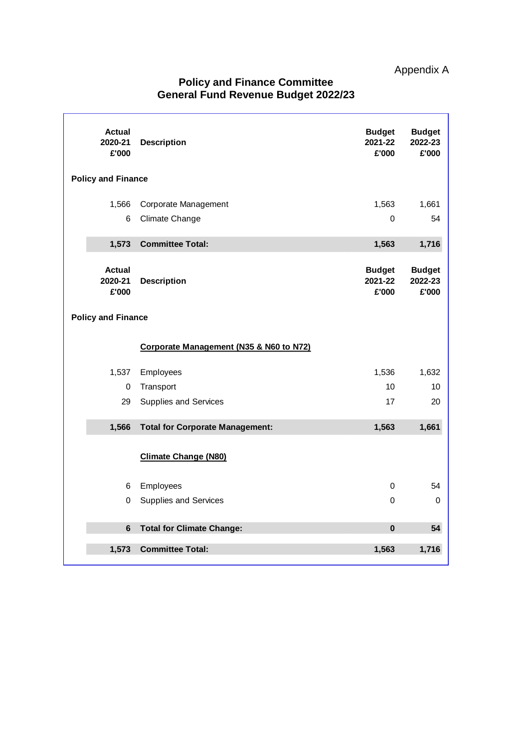Appendix A

# Policy and Finance Committee
## General Fund Revenue Budget 2022/23

| Actual 2020-21 £'000 | Description | Budget 2021-22 £'000 | Budget 2022-23 £'000 |
|---|---|---|---|
| **Policy and Finance** | | | |
| 1,566 | Corporate Management | 1,563 | 1,661 |
| 6 | Climate Change | 0 | 54 |
| **1,573** | **Committee Total:** | **1,563** | **1,716** |

| Actual 2020-21 £'000 | Description | Budget 2021-22 £'000 | Budget 2022-23 £'000 |
|---|---|---|---|
| **Policy and Finance** | | | |
| | **Corporate Management (N35 & N60 to N72)** | | |
| 1,537 | Employees | 1,536 | 1,632 |
| 0 | Transport | 10 | 10 |
| 29 | Supplies and Services | 17 | 20 |
| **1,566** | **Total for Corporate Management:** | **1,563** | **1,661** |
| | **Climate Change (N80)** | | |
| 6 | Employees | 0 | 54 |
| 0 | Supplies and Services | 0 | 0 |
| **6** | **Total for Climate Change:** | **0** | **54** |
| **1,573** | **Committee Total:** | **1,563** | **1,716** |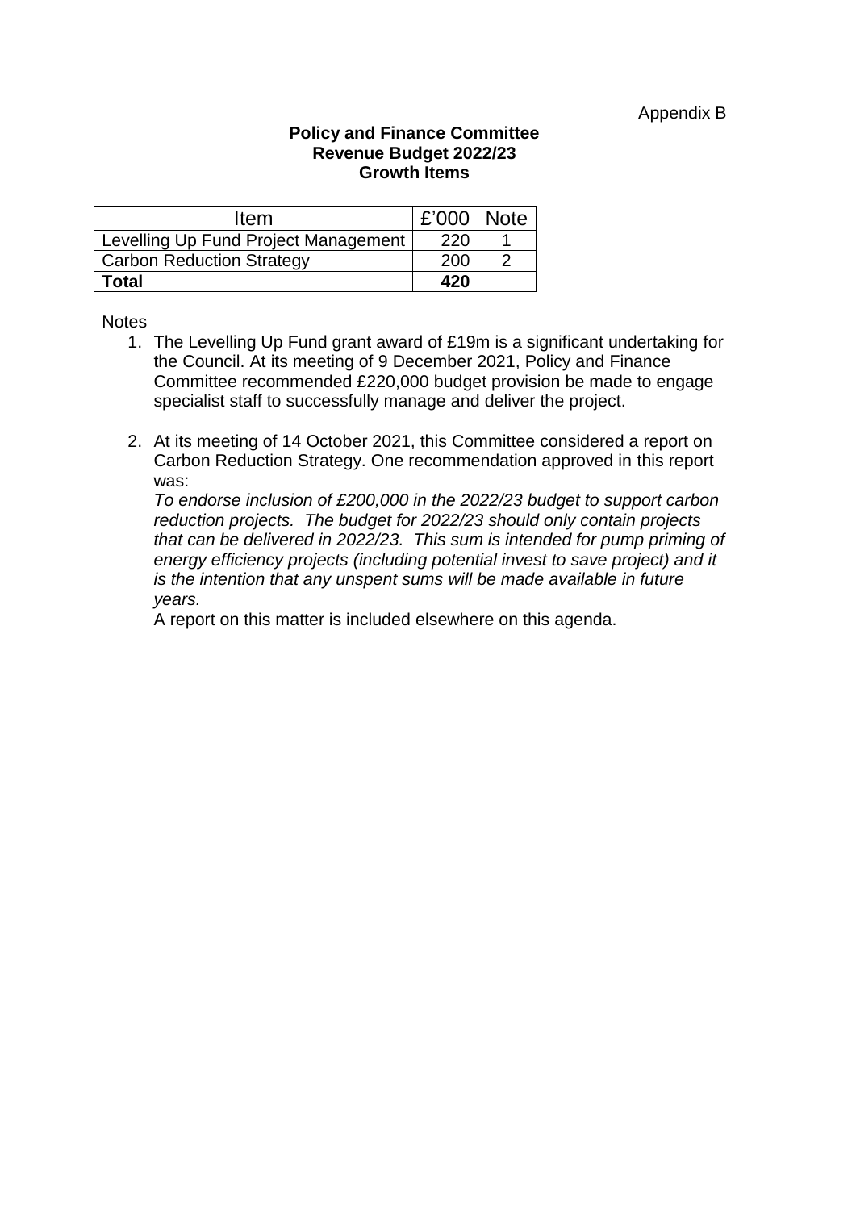Appendix B

**Policy and Finance Committee**
**Revenue Budget 2022/23**
**Growth Items**

| Item | £'000 | Note |
| --- | --- | --- |
| Levelling Up Fund Project Management | 220 | 1 |
| Carbon Reduction Strategy | 200 | 2 |
| **Total** | **420** | |

Notes

1. The Levelling Up Fund grant award of £19m is a significant undertaking for the Council. At its meeting of 9 December 2021, Policy and Finance Committee recommended £220,000 budget provision be made to engage specialist staff to successfully manage and deliver the project.

2. At its meeting of 14 October 2021, this Committee considered a report on Carbon Reduction Strategy. One recommendation approved in this report was:
   *To endorse inclusion of £200,000 in the 2022/23 budget to support carbon reduction projects. The budget for 2022/23 should only contain projects that can be delivered in 2022/23. This sum is intended for pump priming of energy efficiency projects (including potential invest to save project) and it is the intention that any unspent sums will be made available in future years.*
   A report on this matter is included elsewhere on this agenda.